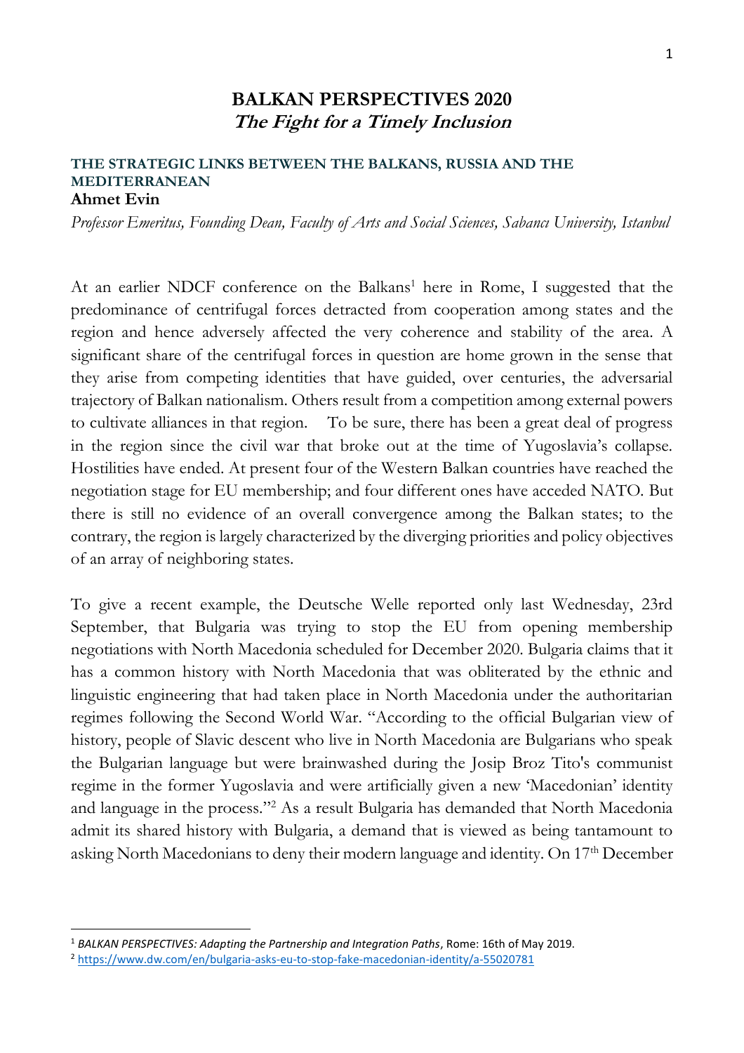# BALKAN PERSPECTIVES 2020

## *The Fight for a Timely Inclusion*

### THE STRATEGIC LINKS BETWEEN THE BALKANS, RUSSIA AND THE MEDITERRANEAN

**Ahmet Evin**

*Professor Emeritus, Founding Dean, Faculty of Arts and Social Sciences, Sabancı University, Istanbul*

At an earlier NDCF conference on the Balkans[1] here in Rome, I suggested that the predominance of centrifugal forces detracted from cooperation among states and the region and hence adversely affected the very coherence and stability of the area. A significant share of the centrifugal forces in question are home grown in the sense that they arise from competing identities that have guided, over centuries, the adversarial trajectory of Balkan nationalism. Others result from a competition among external powers to cultivate alliances in that region. To be sure, there has been a great deal of progress in the region since the civil war that broke out at the time of Yugoslavia's collapse. Hostilities have ended. At present four of the Western Balkan countries have reached the negotiation stage for EU membership; and four different ones have acceded NATO. But there is still no evidence of an overall convergence among the Balkan states; to the contrary, the region is largely characterized by the diverging priorities and policy objectives of an array of neighboring states.

To give a recent example, the Deutsche Welle reported only last Wednesday, 23rd September, that Bulgaria was trying to stop the EU from opening membership negotiations with North Macedonia scheduled for December 2020. Bulgaria claims that it has a common history with North Macedonia that was obliterated by the ethnic and linguistic engineering that had taken place in North Macedonia under the authoritarian regimes following the Second World War. "According to the official Bulgarian view of history, people of Slavic descent who live in North Macedonia are Bulgarians who speak the Bulgarian language but were brainwashed during the Josip Broz Tito's communist regime in the former Yugoslavia and were artificially given a new 'Macedonian' identity and language in the process."[2] As a result Bulgaria has demanded that North Macedonia admit its shared history with Bulgaria, a demand that is viewed as being tantamount to asking North Macedonians to deny their modern language and identity. On 17th December

---

[1] *BALKAN PERSPECTIVES: Adapting the Partnership and Integration Paths*, Rome: 16th of May 2019.

[2] https://www.dw.com/en/bulgaria-asks-eu-to-stop-fake-macedonian-identity/a-55020781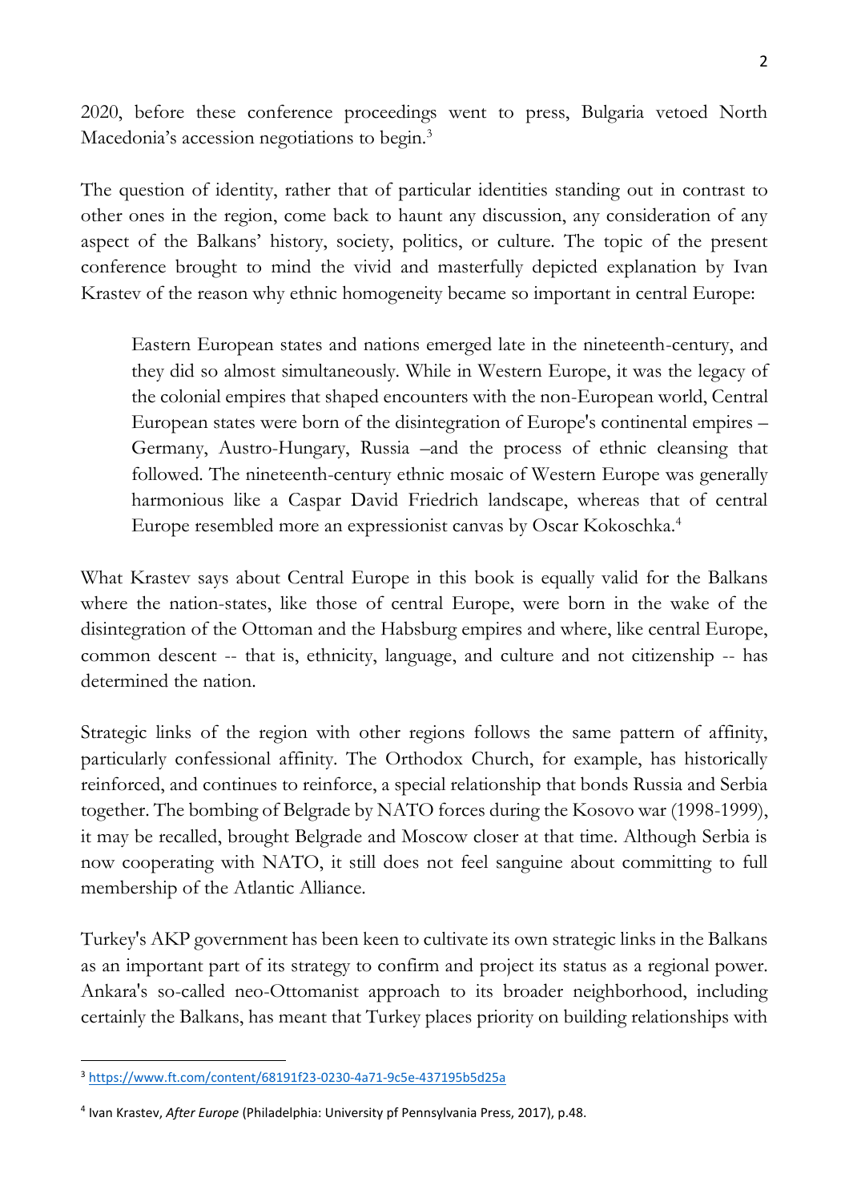2020, before these conference proceedings went to press, Bulgaria vetoed North Macedonia's accession negotiations to begin.[3]

The question of identity, rather that of particular identities standing out in contrast to other ones in the region, come back to haunt any discussion, any consideration of any aspect of the Balkans' history, society, politics, or culture. The topic of the present conference brought to mind the vivid and masterfully depicted explanation by Ivan Krastev of the reason why ethnic homogeneity became so important in central Europe:

> Eastern European states and nations emerged late in the nineteenth-century, and they did so almost simultaneously. While in Western Europe, it was the legacy of the colonial empires that shaped encounters with the non-European world, Central European states were born of the disintegration of Europe's continental empires – Germany, Austro-Hungary, Russia –and the process of ethnic cleansing that followed. The nineteenth-century ethnic mosaic of Western Europe was generally harmonious like a Caspar David Friedrich landscape, whereas that of central Europe resembled more an expressionist canvas by Oscar Kokoschka.[4]

What Krastev says about Central Europe in this book is equally valid for the Balkans where the nation-states, like those of central Europe, were born in the wake of the disintegration of the Ottoman and the Habsburg empires and where, like central Europe, common descent -- that is, ethnicity, language, and culture and not citizenship -- has determined the nation.

Strategic links of the region with other regions follows the same pattern of affinity, particularly confessional affinity. The Orthodox Church, for example, has historically reinforced, and continues to reinforce, a special relationship that bonds Russia and Serbia together. The bombing of Belgrade by NATO forces during the Kosovo war (1998-1999), it may be recalled, brought Belgrade and Moscow closer at that time. Although Serbia is now cooperating with NATO, it still does not feel sanguine about committing to full membership of the Atlantic Alliance.

Turkey's AKP government has been keen to cultivate its own strategic links in the Balkans as an important part of its strategy to confirm and project its status as a regional power. Ankara's so-called neo-Ottomanist approach to its broader neighborhood, including certainly the Balkans, has meant that Turkey places priority on building relationships with

---

[3] https://www.ft.com/content/68191f23-0230-4a71-9c5e-437195b5d25a

[4] Ivan Krastev, *After Europe* (Philadelphia: University pf Pennsylvania Press, 2017), p.48.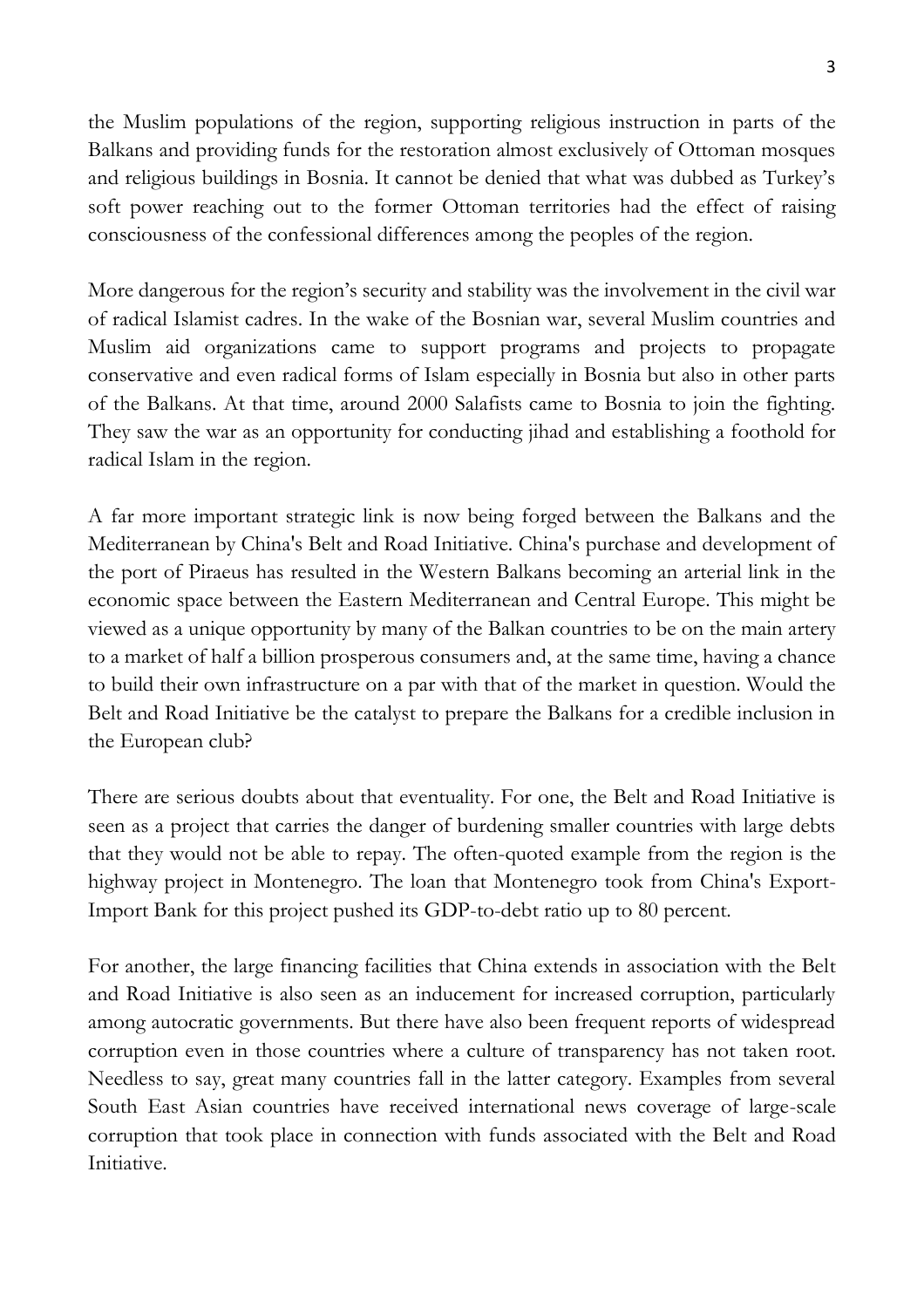the Muslim populations of the region, supporting religious instruction in parts of the Balkans and providing funds for the restoration almost exclusively of Ottoman mosques and religious buildings in Bosnia. It cannot be denied that what was dubbed as Turkey's soft power reaching out to the former Ottoman territories had the effect of raising consciousness of the confessional differences among the peoples of the region.

More dangerous for the region's security and stability was the involvement in the civil war of radical Islamist cadres. In the wake of the Bosnian war, several Muslim countries and Muslim aid organizations came to support programs and projects to propagate conservative and even radical forms of Islam especially in Bosnia but also in other parts of the Balkans. At that time, around 2000 Salafists came to Bosnia to join the fighting. They saw the war as an opportunity for conducting jihad and establishing a foothold for radical Islam in the region.

A far more important strategic link is now being forged between the Balkans and the Mediterranean by China's Belt and Road Initiative. China's purchase and development of the port of Piraeus has resulted in the Western Balkans becoming an arterial link in the economic space between the Eastern Mediterranean and Central Europe. This might be viewed as a unique opportunity by many of the Balkan countries to be on the main artery to a market of half a billion prosperous consumers and, at the same time, having a chance to build their own infrastructure on a par with that of the market in question. Would the Belt and Road Initiative be the catalyst to prepare the Balkans for a credible inclusion in the European club?

There are serious doubts about that eventuality. For one, the Belt and Road Initiative is seen as a project that carries the danger of burdening smaller countries with large debts that they would not be able to repay. The often-quoted example from the region is the highway project in Montenegro. The loan that Montenegro took from China's Export-Import Bank for this project pushed its GDP-to-debt ratio up to 80 percent.

For another, the large financing facilities that China extends in association with the Belt and Road Initiative is also seen as an inducement for increased corruption, particularly among autocratic governments. But there have also been frequent reports of widespread corruption even in those countries where a culture of transparency has not taken root. Needless to say, great many countries fall in the latter category. Examples from several South East Asian countries have received international news coverage of large-scale corruption that took place in connection with funds associated with the Belt and Road Initiative.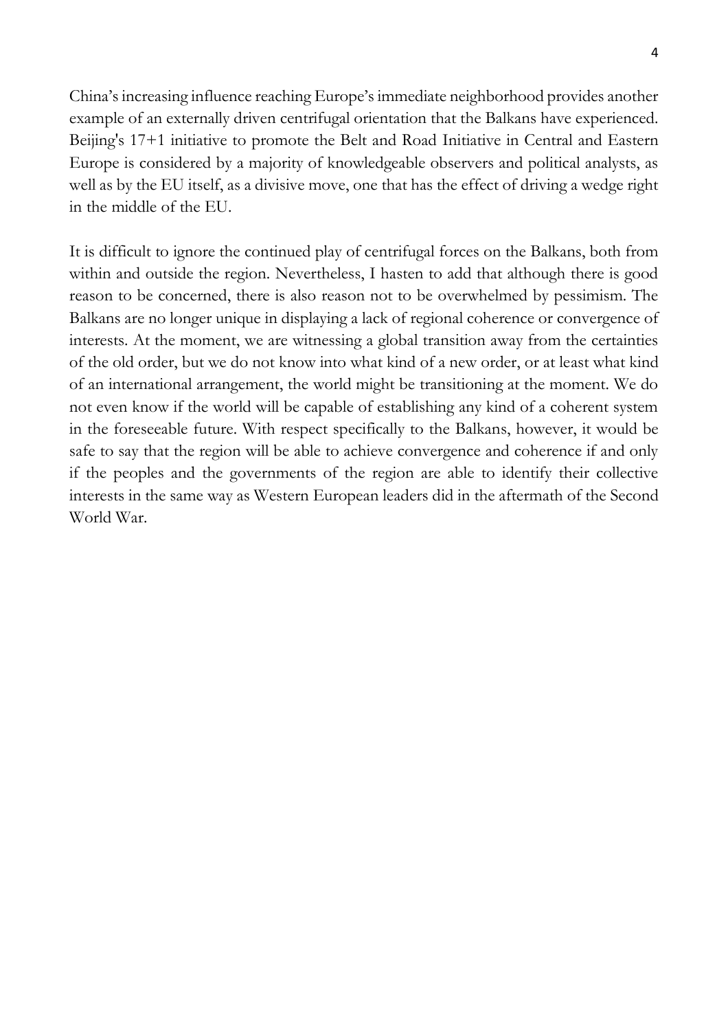China's increasing influence reaching Europe's immediate neighborhood provides another example of an externally driven centrifugal orientation that the Balkans have experienced. Beijing's 17+1 initiative to promote the Belt and Road Initiative in Central and Eastern Europe is considered by a majority of knowledgeable observers and political analysts, as well as by the EU itself, as a divisive move, one that has the effect of driving a wedge right in the middle of the EU.

It is difficult to ignore the continued play of centrifugal forces on the Balkans, both from within and outside the region. Nevertheless, I hasten to add that although there is good reason to be concerned, there is also reason not to be overwhelmed by pessimism. The Balkans are no longer unique in displaying a lack of regional coherence or convergence of interests. At the moment, we are witnessing a global transition away from the certainties of the old order, but we do not know into what kind of a new order, or at least what kind of an international arrangement, the world might be transitioning at the moment. We do not even know if the world will be capable of establishing any kind of a coherent system in the foreseeable future. With respect specifically to the Balkans, however, it would be safe to say that the region will be able to achieve convergence and coherence if and only if the peoples and the governments of the region are able to identify their collective interests in the same way as Western European leaders did in the aftermath of the Second World War.